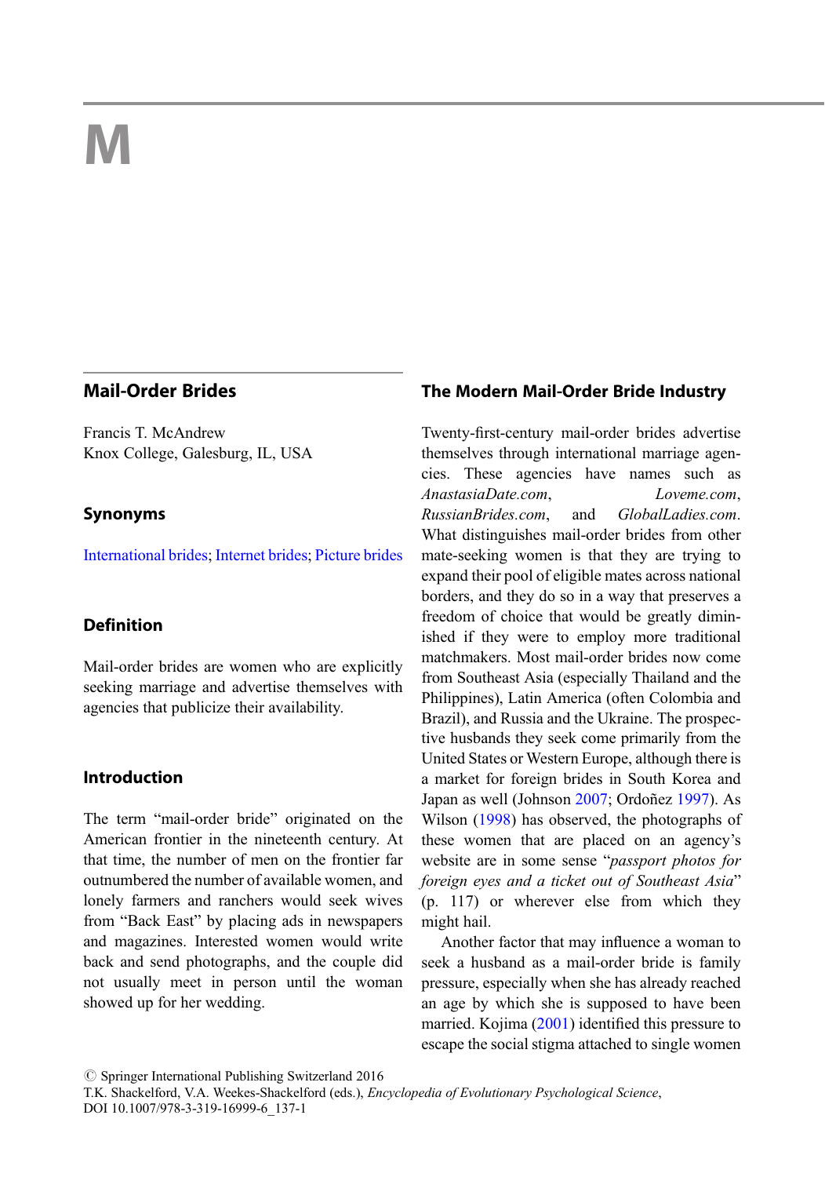# M

## Mail-Order Brides

Francis T. McAndrew
Knox College, Galesburg, IL, USA

### Synonyms

International brides; Internet brides; Picture brides

### Definition

Mail-order brides are women who are explicitly seeking marriage and advertise themselves with agencies that publicize their availability.

### Introduction

The term "mail-order bride" originated on the American frontier in the nineteenth century. At that time, the number of men on the frontier far outnumbered the number of available women, and lonely farmers and ranchers would seek wives from "Back East" by placing ads in newspapers and magazines. Interested women would write back and send photographs, and the couple did not usually meet in person until the woman showed up for her wedding.

### The Modern Mail-Order Bride Industry

Twenty-first-century mail-order brides advertise themselves through international marriage agencies. These agencies have names such as *AnastasiaDate.com*, *Loveme.com*, *RussianBrides.com*, and *GlobalLadies.com*. What distinguishes mail-order brides from other mate-seeking women is that they are trying to expand their pool of eligible mates across national borders, and they do so in a way that preserves a freedom of choice that would be greatly diminished if they were to employ more traditional matchmakers. Most mail-order brides now come from Southeast Asia (especially Thailand and the Philippines), Latin America (often Colombia and Brazil), and Russia and the Ukraine. The prospective husbands they seek come primarily from the United States or Western Europe, although there is a market for foreign brides in South Korea and Japan as well (Johnson 2007; Ordoñez 1997). As Wilson (1998) has observed, the photographs of these women that are placed on an agency's website are in some sense "*passport photos for foreign eyes and a ticket out of Southeast Asia*" (p. 117) or wherever else from which they might hail.

Another factor that may influence a woman to seek a husband as a mail-order bride is family pressure, especially when she has already reached an age by which she is supposed to have been married. Kojima (2001) identified this pressure to escape the social stigma attached to single women

© Springer International Publishing Switzerland 2016
T.K. Shackelford, V.A. Weekes-Shackelford (eds.), *Encyclopedia of Evolutionary Psychological Science*, DOI 10.1007/978-3-319-16999-6_137-1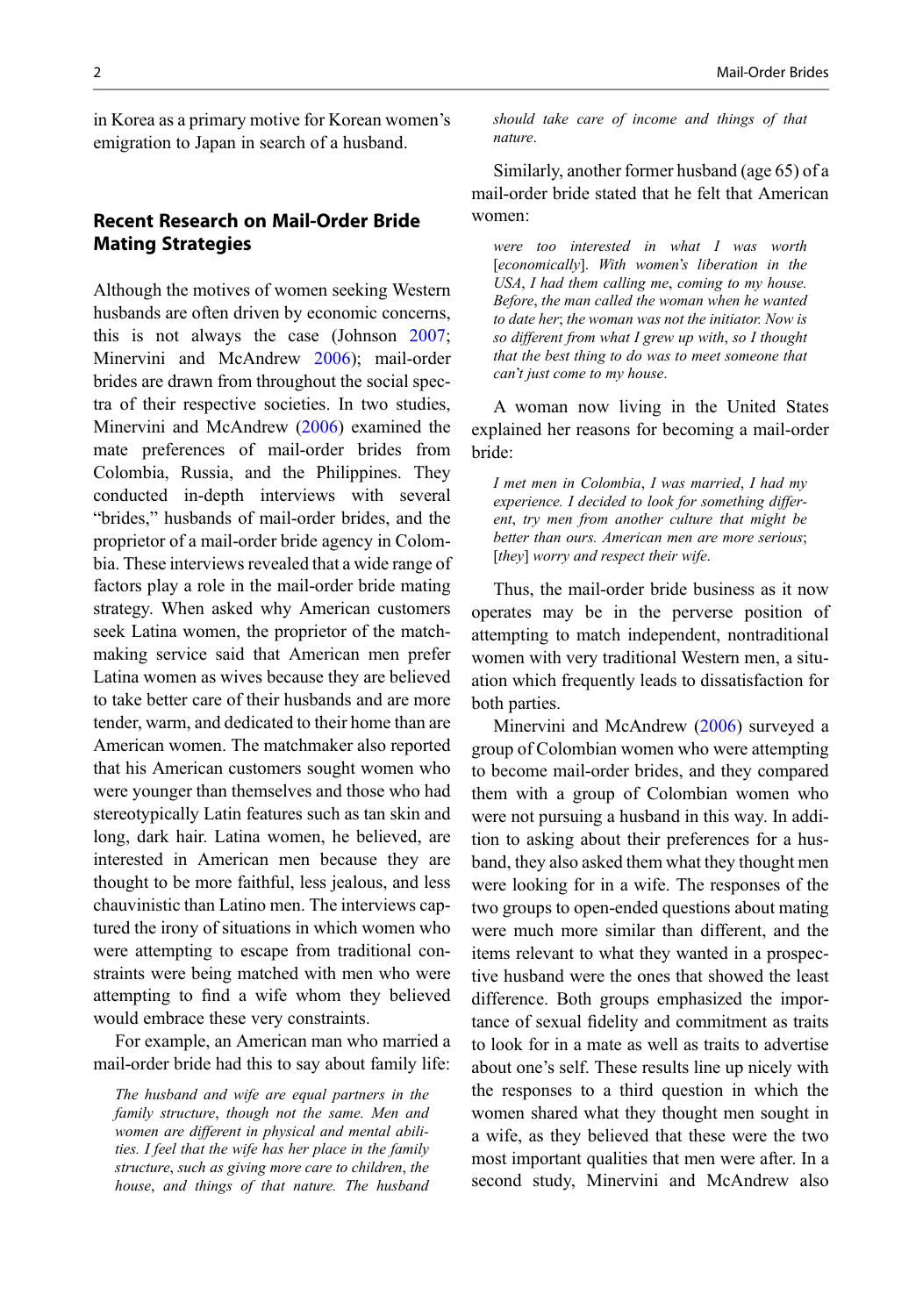in Korea as a primary motive for Korean women's emigration to Japan in search of a husband.

## Recent Research on Mail-Order Bride Mating Strategies

Although the motives of women seeking Western husbands are often driven by economic concerns, this is not always the case (Johnson 2007; Minervini and McAndrew 2006); mail-order brides are drawn from throughout the social spectra of their respective societies. In two studies, Minervini and McAndrew (2006) examined the mate preferences of mail-order brides from Colombia, Russia, and the Philippines. They conducted in-depth interviews with several "brides," husbands of mail-order brides, and the proprietor of a mail-order bride agency in Colombia. These interviews revealed that a wide range of factors play a role in the mail-order bride mating strategy. When asked why American customers seek Latina women, the proprietor of the matchmaking service said that American men prefer Latina women as wives because they are believed to take better care of their husbands and are more tender, warm, and dedicated to their home than are American women. The matchmaker also reported that his American customers sought women who were younger than themselves and those who had stereotypically Latin features such as tan skin and long, dark hair. Latina women, he believed, are interested in American men because they are thought to be more faithful, less jealous, and less chauvinistic than Latino men. The interviews captured the irony of situations in which women who were attempting to escape from traditional constraints were being matched with men who were attempting to find a wife whom they believed would embrace these very constraints.

For example, an American man who married a mail-order bride had this to say about family life:

> *The husband and wife are equal partners in the family structure, though not the same. Men and women are different in physical and mental abilities. I feel that the wife has her place in the family structure, such as giving more care to children, the house, and things of that nature. The husband should take care of income and things of that nature.*

Similarly, another former husband (age 65) of a mail-order bride stated that he felt that American women:

> *were too interested in what I was worth [economically]. With women's liberation in the USA, I had them calling me, coming to my house. Before, the man called the woman when he wanted to date her; the woman was not the initiator. Now is so different from what I grew up with, so I thought that the best thing to do was to meet someone that can't just come to my house.*

A woman now living in the United States explained her reasons for becoming a mail-order bride:

> *I met men in Colombia, I was married, I had my experience. I decided to look for something different, try men from another culture that might be better than ours. American men are more serious; [they] worry and respect their wife.*

Thus, the mail-order bride business as it now operates may be in the perverse position of attempting to match independent, nontraditional women with very traditional Western men, a situation which frequently leads to dissatisfaction for both parties.

Minervini and McAndrew (2006) surveyed a group of Colombian women who were attempting to become mail-order brides, and they compared them with a group of Colombian women who were not pursuing a husband in this way. In addition to asking about their preferences for a husband, they also asked them what they thought men were looking for in a wife. The responses of the two groups to open-ended questions about mating were much more similar than different, and the items relevant to what they wanted in a prospective husband were the ones that showed the least difference. Both groups emphasized the importance of sexual fidelity and commitment as traits to look for in a mate as well as traits to advertise about one's self. These results line up nicely with the responses to a third question in which the women shared what they thought men sought in a wife, as they believed that these were the two most important qualities that men were after. In a second study, Minervini and McAndrew also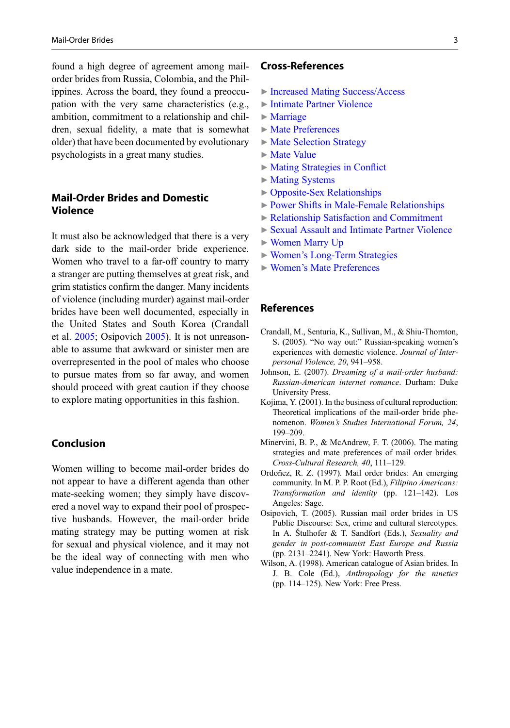found a high degree of agreement among mail-order brides from Russia, Colombia, and the Philippines. Across the board, they found a preoccupation with the very same characteristics (e.g., ambition, commitment to a relationship and children, sexual fidelity, a mate that is somewhat older) that have been documented by evolutionary psychologists in a great many studies.

## Mail-Order Brides and Domestic Violence

It must also be acknowledged that there is a very dark side to the mail-order bride experience. Women who travel to a far-off country to marry a stranger are putting themselves at great risk, and grim statistics confirm the danger. Many incidents of violence (including murder) against mail-order brides have been well documented, especially in the United States and South Korea (Crandall et al. 2005; Osipovich 2005). It is not unreasonable to assume that awkward or sinister men are overrepresented in the pool of males who choose to pursue mates from so far away, and women should proceed with great caution if they choose to explore mating opportunities in this fashion.

## Conclusion

Women willing to become mail-order brides do not appear to have a different agenda than other mate-seeking women; they simply have discovered a novel way to expand their pool of prospective husbands. However, the mail-order bride mating strategy may be putting women at risk for sexual and physical violence, and it may not be the ideal way of connecting with men who value independence in a mate.

## Cross-References

- ► Increased Mating Success/Access
- ► Intimate Partner Violence
- ► Marriage
- ► Mate Preferences
- ► Mate Selection Strategy
- ► Mate Value
- ► Mating Strategies in Conflict
- ► Mating Systems
- ► Opposite-Sex Relationships
- ► Power Shifts in Male-Female Relationships
- ► Relationship Satisfaction and Commitment
- ► Sexual Assault and Intimate Partner Violence
- ► Women Marry Up
- ► Women's Long-Term Strategies
- ► Women's Mate Preferences

## References

Crandall, M., Senturia, K., Sullivan, M., & Shiu-Thornton, S. (2005). "No way out:" Russian-speaking women's experiences with domestic violence. *Journal of Interpersonal Violence, 20*, 941–958.

Johnson, E. (2007). *Dreaming of a mail-order husband: Russian-American internet romance*. Durham: Duke University Press.

Kojima, Y. (2001). In the business of cultural reproduction: Theoretical implications of the mail-order bride phenomenon. *Women's Studies International Forum, 24*, 199–209.

Minervini, B. P., & McAndrew, F. T. (2006). The mating strategies and mate preferences of mail order brides. *Cross-Cultural Research, 40*, 111–129.

Ordoñez, R. Z. (1997). Mail order brides: An emerging community. In M. P. P. Root (Ed.), *Filipino Americans: Transformation and identity* (pp. 121–142). Los Angeles: Sage.

Osipovich, T. (2005). Russian mail order brides in US Public Discourse: Sex, crime and cultural stereotypes. In A. Štulhofer & T. Sandfort (Eds.), *Sexuality and gender in post-communist East Europe and Russia* (pp. 2131–2241). New York: Haworth Press.

Wilson, A. (1998). American catalogue of Asian brides. In J. B. Cole (Ed.), *Anthropology for the nineties* (pp. 114–125). New York: Free Press.